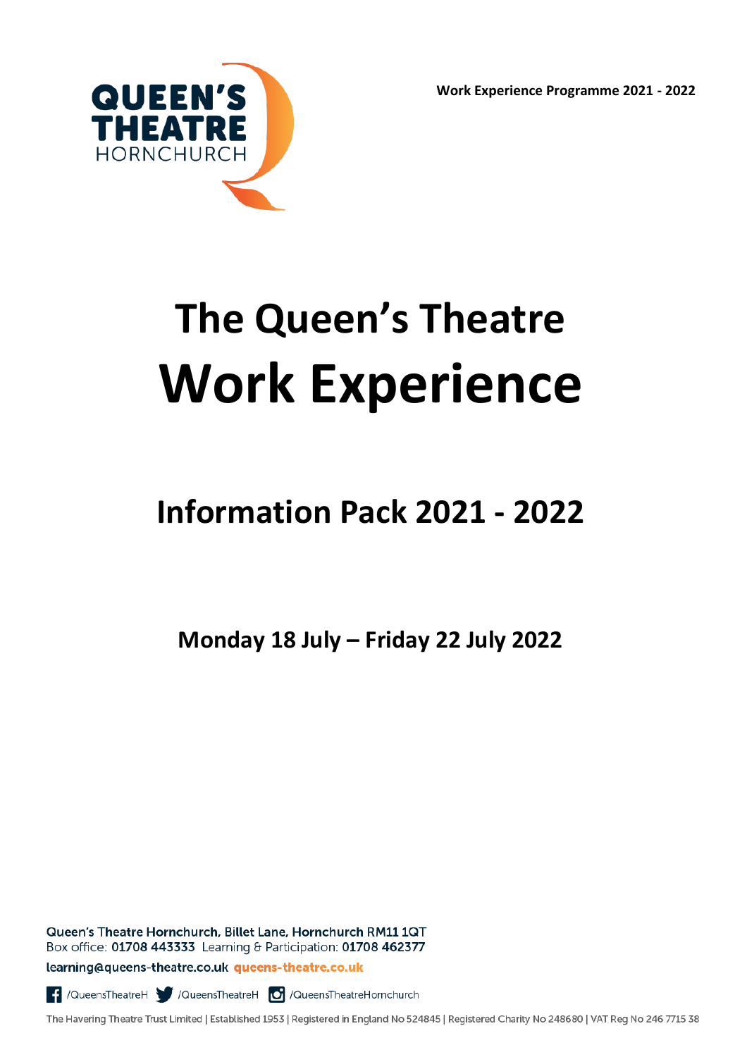Work Experience Programme 2021 - 2022

# The Queen's Theatre
# Work Experience

## Information Pack 2021 - 2022

### Monday 18 July – Friday 22 July 2022

Queen's Theatre Hornchurch, Billet Lane, Hornchurch RM11 1QT
Box office: **01708 443333** Learning & Participation: **01708 462377**
learning@queens-theatre.co.uk **queens-theatre.co.uk**

/QueensTheatreH /QueensTheatreH /QueensTheatreHornchurch

The Havering Theatre Trust Limited | Established 1953 | Registered in England No 524845 | Registered Charity No 248680 | VAT Reg No 246 7715 38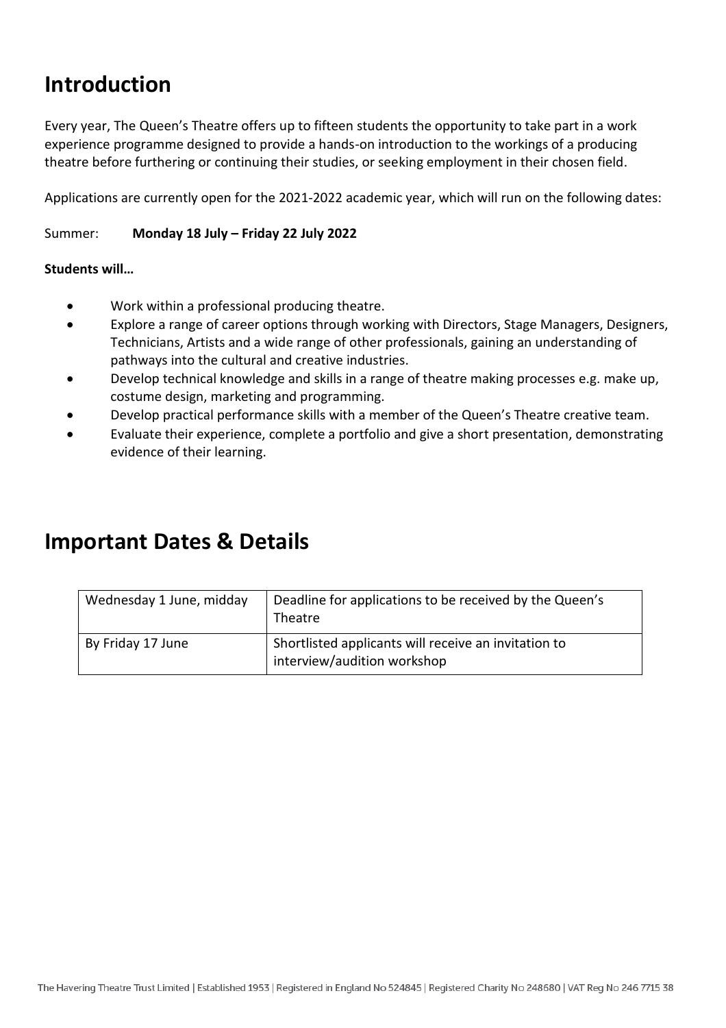## Introduction

Every year, The Queen's Theatre offers up to fifteen students the opportunity to take part in a work experience programme designed to provide a hands-on introduction to the workings of a producing theatre before furthering or continuing their studies, or seeking employment in their chosen field.

Applications are currently open for the 2021-2022 academic year, which will run on the following dates:

Summer: **Monday 18 July – Friday 22 July 2022**

**Students will…**

- Work within a professional producing theatre.
- Explore a range of career options through working with Directors, Stage Managers, Designers, Technicians, Artists and a wide range of other professionals, gaining an understanding of pathways into the cultural and creative industries.
- Develop technical knowledge and skills in a range of theatre making processes e.g. make up, costume design, marketing and programming.
- Develop practical performance skills with a member of the Queen's Theatre creative team.
- Evaluate their experience, complete a portfolio and give a short presentation, demonstrating evidence of their learning.

## Important Dates & Details

| | |
|---|---|
| Wednesday 1 June, midday | Deadline for applications to be received by the Queen's Theatre |
| By Friday 17 June | Shortlisted applicants will receive an invitation to interview/audition workshop |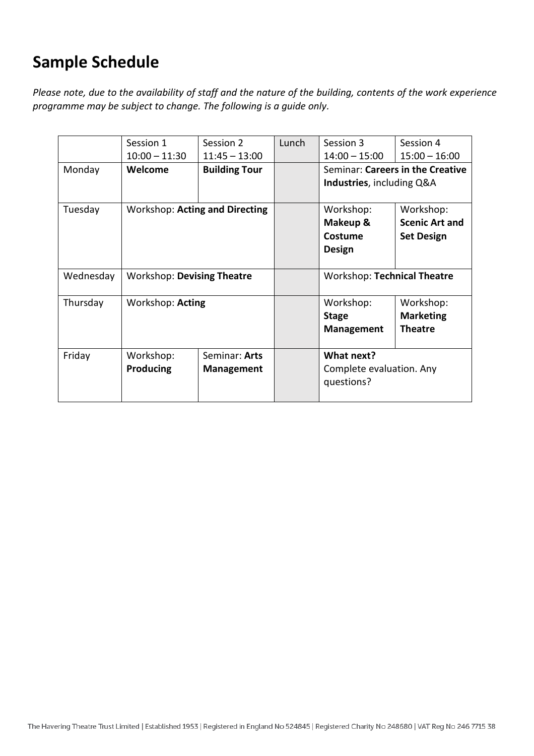# Sample Schedule

*Please note, due to the availability of staff and the nature of the building, contents of the work experience programme may be subject to change. The following is a guide only.*

| | Session 1 10:00 – 11:30 | Session 2 11:45 – 13:00 | Lunch | Session 3 14:00 – 15:00 | Session 4 15:00 – 16:00 |
|---|---|---|---|---|---|
| Monday | **Welcome** | **Building Tour** | | Seminar: **Careers in the Creative Industries**, including Q&A | |
| Tuesday | Workshop: **Acting and Directing** | | | Workshop: **Makeup & Costume Design** | Workshop: **Scenic Art and Set Design** |
| Wednesday | Workshop: **Devising Theatre** | | | Workshop: **Technical Theatre** | |
| Thursday | Workshop: **Acting** | | | Workshop: **Stage Management** | Workshop: **Marketing Theatre** |
| Friday | Workshop: **Producing** | Seminar: **Arts Management** | | **What next?** Complete evaluation. Any questions? | |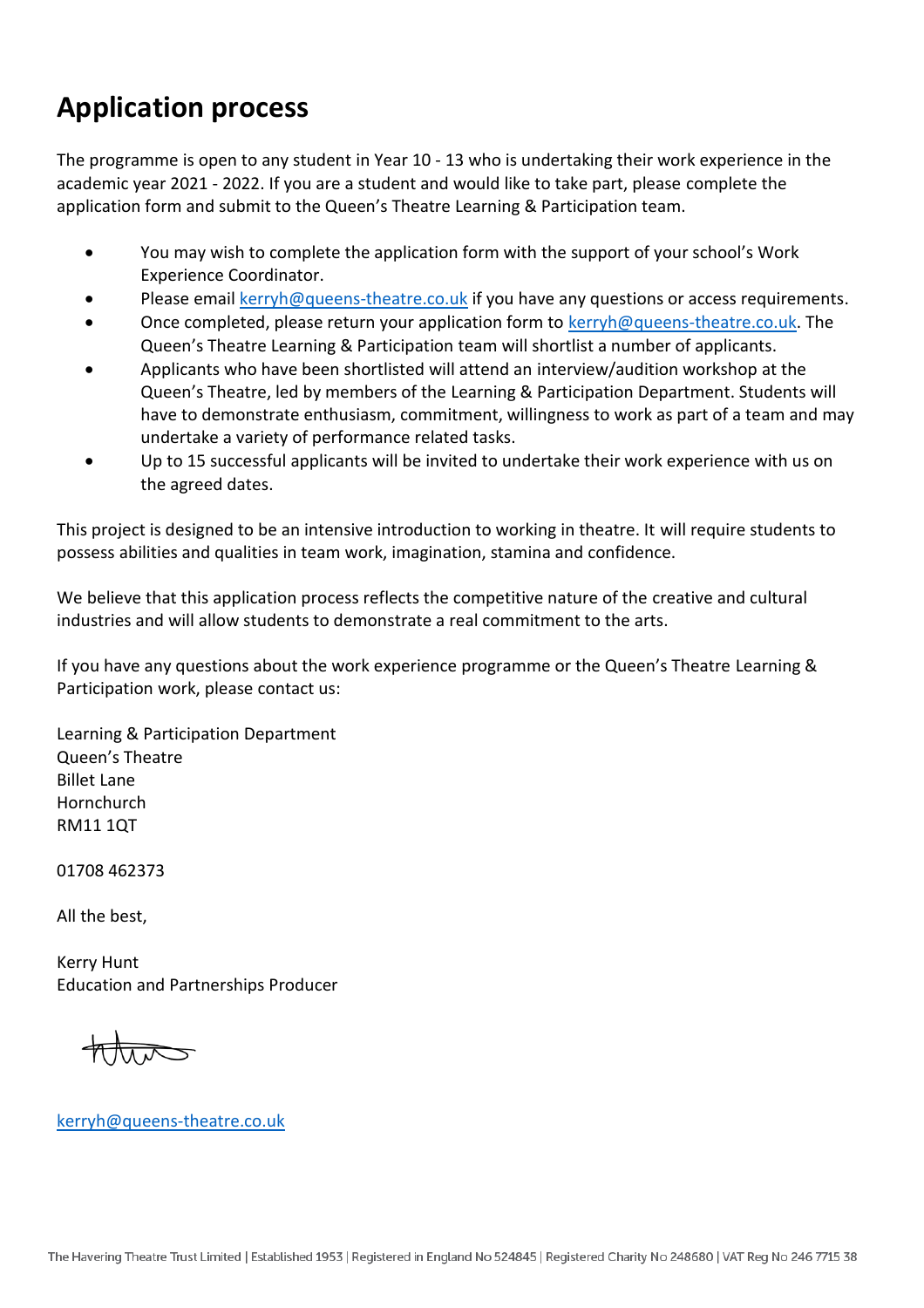# Application process

The programme is open to any student in Year 10 - 13 who is undertaking their work experience in the academic year 2021 - 2022. If you are a student and would like to take part, please complete the application form and submit to the Queen's Theatre Learning & Participation team.

- You may wish to complete the application form with the support of your school's Work Experience Coordinator.
- Please email kerryh@queens-theatre.co.uk if you have any questions or access requirements.
- Once completed, please return your application form to kerryh@queens-theatre.co.uk. The Queen's Theatre Learning & Participation team will shortlist a number of applicants.
- Applicants who have been shortlisted will attend an interview/audition workshop at the Queen's Theatre, led by members of the Learning & Participation Department. Students will have to demonstrate enthusiasm, commitment, willingness to work as part of a team and may undertake a variety of performance related tasks.
- Up to 15 successful applicants will be invited to undertake their work experience with us on the agreed dates.

This project is designed to be an intensive introduction to working in theatre. It will require students to possess abilities and qualities in team work, imagination, stamina and confidence.

We believe that this application process reflects the competitive nature of the creative and cultural industries and will allow students to demonstrate a real commitment to the arts.

If you have any questions about the work experience programme or the Queen's Theatre Learning & Participation work, please contact us:

Learning & Participation Department
Queen's Theatre
Billet Lane
Hornchurch
RM11 1QT

01708 462373

All the best,

Kerry Hunt
Education and Partnerships Producer

kerryh@queens-theatre.co.uk

The Havering Theatre Trust Limited | Established 1953 | Registered in England No 524845 | Registered Charity No 248680 | VAT Reg No 246 7715 38